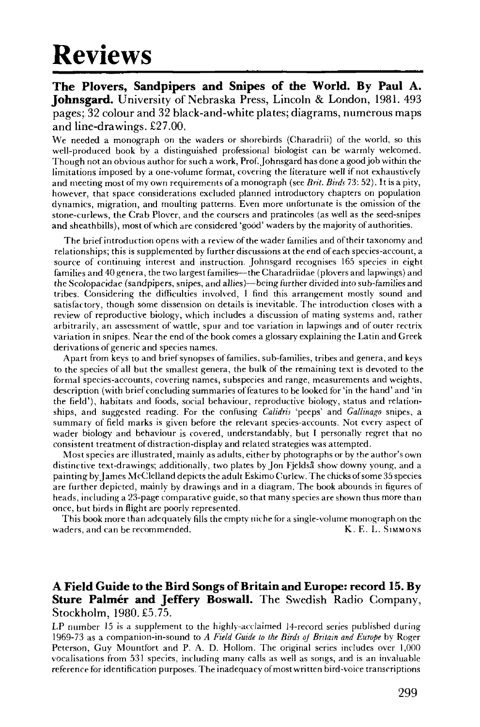# Reviews

**The Plovers, Sandpipers and Snipes of the World. By Paul A. Johnsgard.** University of Nebraska Press, Lincoln & London, 1981. 493 pages; 32 colour and 32 black-and-white plates; diagrams, numerous maps and line-drawings. £27.00.

We needed a monograph on the waders or shorebirds (Charadrii) of the world, so this well-produced book by a distinguished professional biologist can be warmly welcomed. Though not an obvious author for such a work, Prof. Johnsgard has done a good job within the limitations imposed by a one-volume format, covering the literature well if not exhaustively and meeting most of my own requirements of a monograph (see *Brit. Birds* 73: 52). It is a pity, however, that space considerations excluded planned introductory chapters on population dynamics, migration, and moulting patterns. Even more unfortunate is the omission of the stone-curlews, the Crab Plover, and the coursers and pratincoles (as well as the seed-snipes and sheathbills), most of which are considered 'good' waders by the majority of authorities.

The brief introduction opens with a review of the wader families and of their taxonomy and relationships; this is supplemented by further discussions at the end of each species-account, a source of continuing interest and instruction. Johnsgard recognises 165 species in eight families and 40 genera, the two largest families—the Charadriidae (plovers and lapwings) and the Scolopacidae (sandpipers, snipes, and allies)—being further divided into sub-families and tribes. Considering the difficulties involved, I find this arrangement mostly sound and satisfactory, though some dissension on details is inevitable. The introduction closes with a review of reproductive biology, which includes a discussion of mating systems and, rather arbitrarily, an assessment of wattle, spur and toe variation in lapwings and of outer rectrix variation in snipes. Near the end of the book comes a glossary explaining the Latin and Greek derivations of generic and species names.

Apart from keys to and brief synopses of families, sub-families, tribes and genera, and keys to the species of all but the smallest genera, the bulk of the remaining text is devoted to the formal species-accounts, covering names, subspecies and range, measurements and weights, description (with brief concluding summaries of features to be looked for 'in the hand' and 'in the field'), habitats and foods, social behaviour, reproductive biology, status and relationships, and suggested reading. For the confusing *Calidris* 'peeps' and *Gallinago* snipes, a summary of field marks is given before the relevant species-accounts. Not every aspect of wader biology and behaviour is covered, understandably, but I personally regret that no consistent treatment of distraction-display and related strategies was attempted.

Most species are illustrated, mainly as adults, either by photographs or by the author's own distinctive text-drawings; additionally, two plates by Jon Fjeldså show downy young, and a painting by James McClelland depicts the adult Eskimo Curlew. The chicks of some 35 species are further depicted, mainly by drawings and in a diagram. The book abounds in figures of heads, including a 23-page comparative guide, so that many species are shown thus more than once, but birds in flight are poorly represented.

This book more than adequately fills the empty niche for a single-volume monograph on the waders, and can be recommended.

K. E. L. Simmons

**A Field Guide to the Bird Songs of Britain and Europe: record 15. By Sture Palmér and Jeffery Boswall.** The Swedish Radio Company, Stockholm, 1980. £5.75.

LP number 15 is a supplement to the highly-acclaimed 14-record series published during 1969-73 as a companion-in-sound to *A Field Guide to the Birds of Britain and Europe* by Roger Peterson, Guy Mountfort and P. A. D. Hollom. The original series includes over 1,000 vocalisations from 531 species, including many calls as well as songs, and is an invaluable reference for identification purposes. The inadequacy of most written bird-voice transcriptions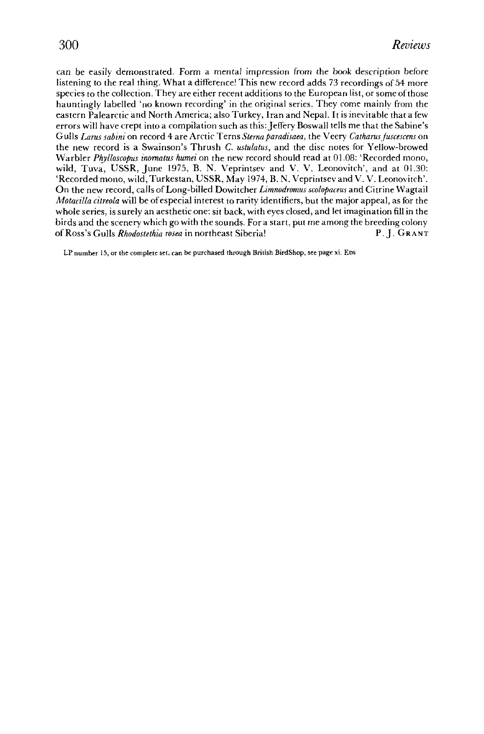can be easily demonstrated. Form a mental impression from the book description before listening to the real thing. What a difference! This new record adds 73 recordings of 54 more species to the collection. They are either recent additions to the European list, or some of those hauntingly labelled 'no known recording' in the original series. They come mainly from the eastern Palearctic and North America; also Turkey, Iran and Nepal. It is inevitable that a few errors will have crept into a compilation such as this: Jeffery Boswall tells me that the Sabine's Gulls *Larus sabini* on record 4 are Arctic Terns *Sterna paradisaea*, the Veery *Catharus fuscescens* on the new record is a Swainson's Thrush *C. ustulatus*, and the disc notes for Yellow-browed Warbler *Phylloscopus inornatus humei* on the new record should read at 01.08: 'Recorded mono, wild, Tuva, USSR, June 1975, B. N. Veprintsev and V. V. Leonovitch', and at 01.30: 'Recorded mono, wild, Turkestan, USSR, May 1974, B. N. Veprintsev and V. V. Leonovitch'. On the new record, calls of Long-billed Dowitcher *Limnodromus scolopaceus* and Citrine Wagtail *Motacilla citreola* will be of especial interest to rarity identifiers, but the major appeal, as for the whole series, is surely an aesthetic one: sit back, with eyes closed, and let imagination fill in the birds and the scenery which go with the sounds. For a start, put me among the breeding colony of Ross's Gulls *Rhodostethia rosea* in northeast Siberia! P. J. GRANT

LP number 15, or the complete set, can be purchased through British BirdShop, see page xi. EDS